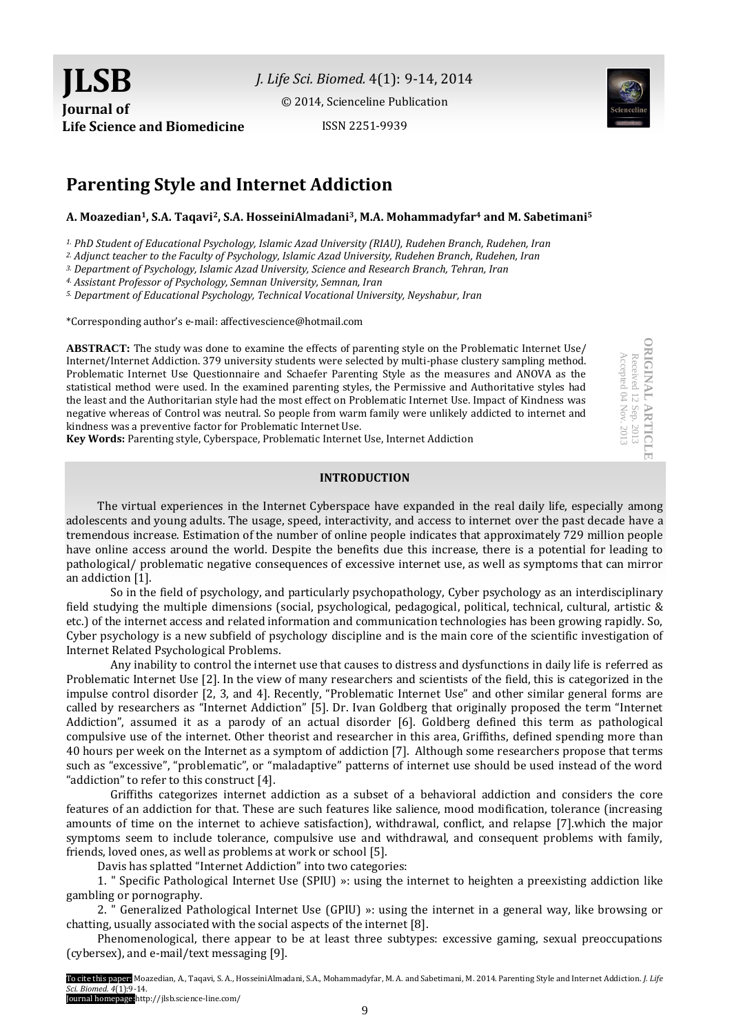# Parenting Style and Internet Addiction

**A. Moazedian[1], S.A. Taqavi[2], S.A. HosseiniAlmadani[3], M.A. Mohammadyfar[4] and M. Sabetimani[5]**

*[1] PhD Student of Educational Psychology, Islamic Azad University (RIAU), Rudehen Branch, Rudehen, Iran*

*[2] Adjunct teacher to the Faculty of Psychology, Islamic Azad University, Rudehen Branch, Rudehen, Iran*

*[3] Department of Psychology, Islamic Azad University, Science and Research Branch, Tehran, Iran*

*[4] Assistant Professor of Psychology, Semnan University, Semnan, Iran*

*[5] Department of Educational Psychology, Technical Vocational University, Neyshabur, Iran*

*Corresponding author's e-mail: affectivescience@hotmail.com

**ORIGINAL ARTICLE**
Received 12 Sep. 2013
Accepted 04 Nov. 2013

**ABSTRACT:** The study was done to examine the effects of parenting style on the Problematic Internet Use/ Internet/Internet Addiction. 379 university students were selected by multi-phase clustery sampling method. Problematic Internet Use Questionnaire and Schaefer Parenting Style as the measures and ANOVA as the statistical method were used. In the examined parenting styles, the Permissive and Authoritative styles had the least and the Authoritarian style had the most effect on Problematic Internet Use. Impact of Kindness was negative whereas of Control was neutral. So people from warm family were unlikely addicted to internet and kindness was a preventive factor for Problematic Internet Use.

**Key Words:** Parenting style, Cyberspace, Problematic Internet Use, Internet Addiction

## INTRODUCTION

The virtual experiences in the Internet Cyberspace have expanded in the real daily life, especially among adolescents and young adults. The usage, speed, interactivity, and access to internet over the past decade have a tremendous increase. Estimation of the number of online people indicates that approximately 729 million people have online access around the world. Despite the benefits due this increase, there is a potential for leading to pathological/ problematic negative consequences of excessive internet use, as well as symptoms that can mirror an addiction [1].

So in the field of psychology, and particularly psychopathology, Cyber psychology as an interdisciplinary field studying the multiple dimensions (social, psychological, pedagogical, political, technical, cultural, artistic & etc.) of the internet access and related information and communication technologies has been growing rapidly. So, Cyber psychology is a new subfield of psychology discipline and is the main core of the scientific investigation of Internet Related Psychological Problems.

Any inability to control the internet use that causes to distress and dysfunctions in daily life is referred as Problematic Internet Use [2]. In the view of many researchers and scientists of the field, this is categorized in the impulse control disorder [2, 3, and 4]. Recently, "Problematic Internet Use" and other similar general forms are called by researchers as "Internet Addiction" [5]. Dr. Ivan Goldberg that originally proposed the term "Internet Addiction", assumed it as a parody of an actual disorder [6]. Goldberg defined this term as pathological compulsive use of the internet. Other theorist and researcher in this area, Griffiths, defined spending more than 40 hours per week on the Internet as a symptom of addiction [7]. Although some researchers propose that terms such as "excessive", "problematic", or "maladaptive" patterns of internet use should be used instead of the word "addiction" to refer to this construct [4].

Griffiths categorizes internet addiction as a subset of a behavioral addiction and considers the core features of an addiction for that. These are such features like salience, mood modification, tolerance (increasing amounts of time on the internet to achieve satisfaction), withdrawal, conflict, and relapse [7].which the major symptoms seem to include tolerance, compulsive use and withdrawal, and consequent problems with family, friends, loved ones, as well as problems at work or school [5].

Davis has splatted "Internet Addiction" into two categories:

1. " Specific Pathological Internet Use (SPIU) »: using the internet to heighten a preexisting addiction like gambling or pornography.
2. " Generalized Pathological Internet Use (GPIU) »: using the internet in a general way, like browsing or chatting, usually associated with the social aspects of the internet [8].

Phenomenological, there appear to be at least three subtypes: excessive gaming, sexual preoccupations (cybersex), and e-mail/text messaging [9].

To cite this paper: Moazedian, A., Taqavi, S. A., HosseiniAlmadani, S.A., Mohammadyfar, M. A. and Sabetimani, M. 2014. Parenting Style and Internet Addiction. *J. Life Sci. Biomed. 4*(1):9-14.
Journal homepage: http://jlsb.science-line.com/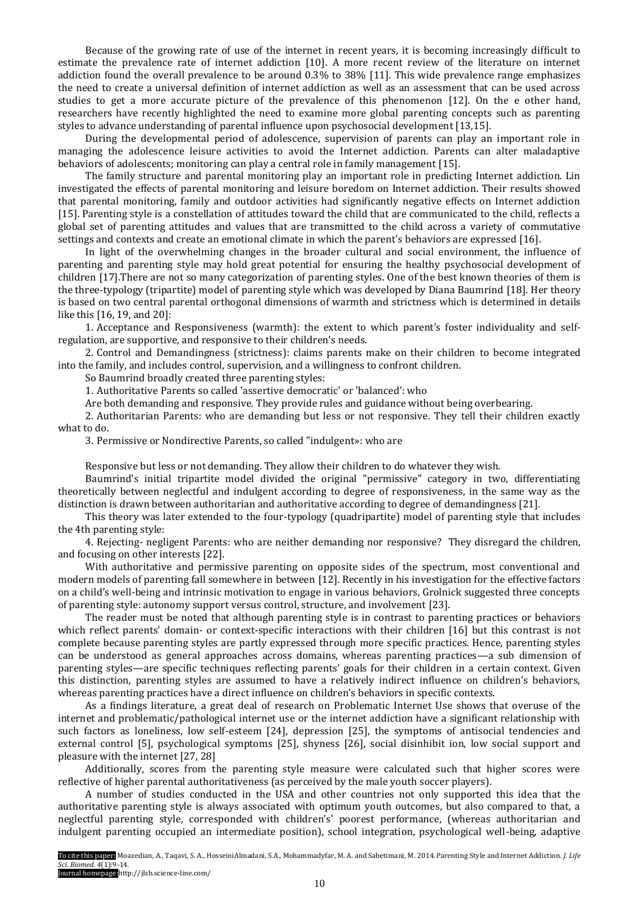Because of the growing rate of use of the internet in recent years, it is becoming increasingly difficult to estimate the prevalence rate of internet addiction [10]. A more recent review of the literature on internet addiction found the overall prevalence to be around 0.3% to 38% [11]. This wide prevalence range emphasizes the need to create a universal definition of internet addiction as well as an assessment that can be used across studies to get a more accurate picture of the prevalence of this phenomenon [12]. On the e other hand, researchers have recently highlighted the need to examine more global parenting concepts such as parenting styles to advance understanding of parental influence upon psychosocial development [13,15].

During the developmental period of adolescence, supervision of parents can play an important role in managing the adolescence leisure activities to avoid the Internet addiction. Parents can alter maladaptive behaviors of adolescents; monitoring can play a central role in family management [15].

The family structure and parental monitoring play an important role in predicting Internet addiction. Lin investigated the effects of parental monitoring and leisure boredom on Internet addiction. Their results showed that parental monitoring, family and outdoor activities had significantly negative effects on Internet addiction [15]. Parenting style is a constellation of attitudes toward the child that are communicated to the child, reflects a global set of parenting attitudes and values that are transmitted to the child across a variety of commutative settings and contexts and create an emotional climate in which the parent's behaviors are expressed [16].

In light of the overwhelming changes in the broader cultural and social environment, the influence of parenting and parenting style may hold great potential for ensuring the healthy psychosocial development of children [17].There are not so many categorization of parenting styles. One of the best known theories of them is the three-typology (tripartite) model of parenting style which was developed by Diana Baumrind [18]. Her theory is based on two central parental orthogonal dimensions of warmth and strictness which is determined in details like this [16, 19, and 20]:

1. Acceptance and Responsiveness (warmth): the extent to which parent's foster individuality and self-regulation, are supportive, and responsive to their children's needs.

2. Control and Demandingness (strictness): claims parents make on their children to become integrated into the family, and includes control, supervision, and a willingness to confront children.

So Baumrind broadly created three parenting styles:

1. Authoritative Parents so called 'assertive democratic' or 'balanced': who

Are both demanding and responsive. They provide rules and guidance without being overbearing.

2. Authoritarian Parents: who are demanding but less or not responsive. They tell their children exactly what to do.

3. Permissive or Nondirective Parents, so called "indulgent»: who are

Responsive but less or not demanding. They allow their children to do whatever they wish.

Baumrind's initial tripartite model divided the original "permissive" category in two, differentiating theoretically between neglectful and indulgent according to degree of responsiveness, in the same way as the distinction is drawn between authoritarian and authoritative according to degree of demandingness [21].

This theory was later extended to the four-typology (quadripartite) model of parenting style that includes the 4th parenting style:

4. Rejecting- negligent Parents: who are neither demanding nor responsive? They disregard the children, and focusing on other interests [22].

With authoritative and permissive parenting on opposite sides of the spectrum, most conventional and modern models of parenting fall somewhere in between [12]. Recently in his investigation for the effective factors on a child's well-being and intrinsic motivation to engage in various behaviors, Grolnick suggested three concepts of parenting style: autonomy support versus control, structure, and involvement [23].

The reader must be noted that although parenting style is in contrast to parenting practices or behaviors which reflect parents' domain- or context-specific interactions with their children [16] but this contrast is not complete because parenting styles are partly expressed through more specific practices. Hence, parenting styles can be understood as general approaches across domains, whereas parenting practices—a sub dimension of parenting styles—are specific techniques reflecting parents' goals for their children in a certain context. Given this distinction, parenting styles are assumed to have a relatively indirect influence on children's behaviors, whereas parenting practices have a direct influence on children's behaviors in specific contexts.

As a findings literature, a great deal of research on Problematic Internet Use shows that overuse of the internet and problematic/pathological internet use or the internet addiction have a significant relationship with such factors as loneliness, low self-esteem [24], depression [25], the symptoms of antisocial tendencies and external control [5], psychological symptoms [25], shyness [26], social disinhibit ion, low social support and pleasure with the internet [27, 28]

Additionally, scores from the parenting style measure were calculated such that higher scores were reflective of higher parental authoritativeness (as perceived by the male youth soccer players).

A number of studies conducted in the USA and other countries not only supported this idea that the authoritative parenting style is always associated with optimum youth outcomes, but also compared to that, a neglectful parenting style, corresponded with children's' poorest performance, (whereas authoritarian and indulgent parenting occupied an intermediate position), school integration, psychological well-being, adaptive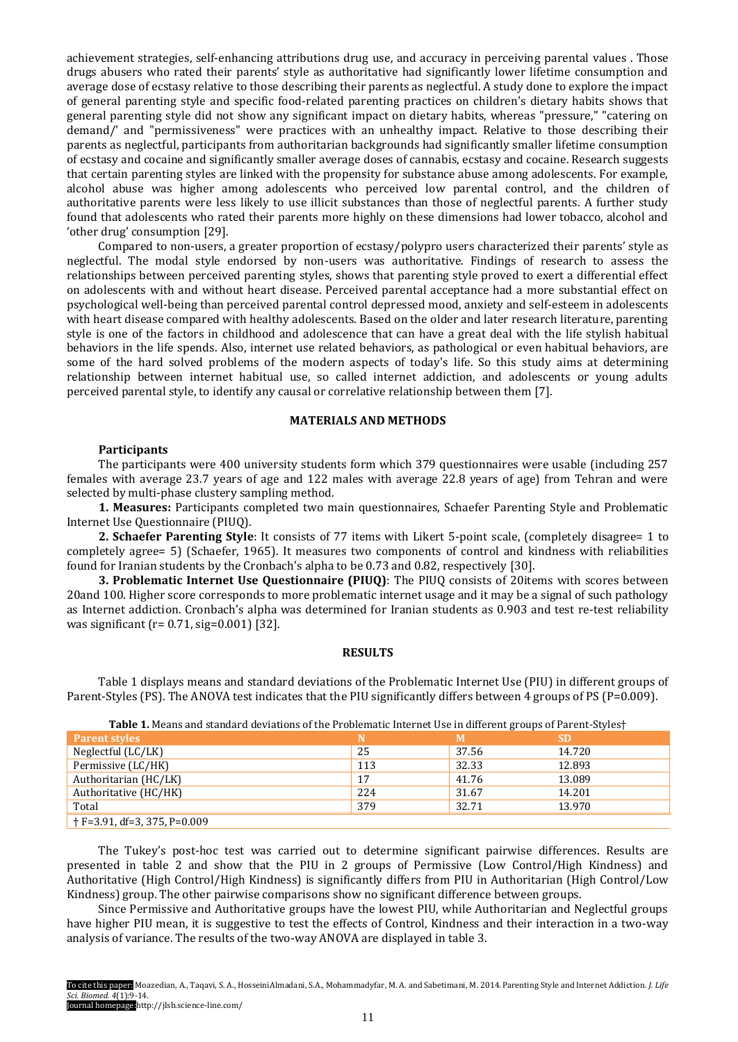achievement strategies, self-enhancing attributions drug use, and accuracy in perceiving parental values . Those drugs abusers who rated their parents' style as authoritative had significantly lower lifetime consumption and average dose of ecstasy relative to those describing their parents as neglectful. A study done to explore the impact of general parenting style and specific food-related parenting practices on children's dietary habits shows that general parenting style did not show any significant impact on dietary habits, whereas "pressure," "catering on demand/" and "permissiveness" were practices with an unhealthy impact. Relative to those describing their parents as neglectful, participants from authoritarian backgrounds had significantly smaller lifetime consumption of ecstasy and cocaine and significantly smaller average doses of cannabis, ecstasy and cocaine. Research suggests that certain parenting styles are linked with the propensity for substance abuse among adolescents. For example, alcohol abuse was higher among adolescents who perceived low parental control, and the children of authoritative parents were less likely to use illicit substances than those of neglectful parents. A further study found that adolescents who rated their parents more highly on these dimensions had lower tobacco, alcohol and 'other drug' consumption [29].

Compared to non-users, a greater proportion of ecstasy/polypro users characterized their parents' style as neglectful. The modal style endorsed by non-users was authoritative. Findings of research to assess the relationships between perceived parenting styles, shows that parenting style proved to exert a differential effect on adolescents with and without heart disease. Perceived parental acceptance had a more substantial effect on psychological well-being than perceived parental control depressed mood, anxiety and self-esteem in adolescents with heart disease compared with healthy adolescents. Based on the older and later research literature, parenting style is one of the factors in childhood and adolescence that can have a great deal with the life stylish habitual behaviors in the life spends. Also, internet use related behaviors, as pathological or even habitual behaviors, are some of the hard solved problems of the modern aspects of today's life. So this study aims at determining relationship between internet habitual use, so called internet addiction, and adolescents or young adults perceived parental style, to identify any causal or correlative relationship between them [7].

## MATERIALS AND METHODS

### Participants

The participants were 400 university students form which 379 questionnaires were usable (including 257 females with average 23.7 years of age and 122 males with average 22.8 years of age) from Tehran and were selected by multi-phase clustery sampling method.

**1. Measures:** Participants completed two main questionnaires, Schaefer Parenting Style and Problematic Internet Use Questionnaire (PIUQ).

**2. Schaefer Parenting Style**: It consists of 77 items with Likert 5-point scale, (completely disagree= 1 to completely agree= 5) (Schaefer, 1965). It measures two components of control and kindness with reliabilities found for Iranian students by the Cronbach's alpha to be 0.73 and 0.82, respectively [30].

**3. Problematic Internet Use Questionnaire (PIUQ)**: The PIUQ consists of 20items with scores between 20and 100. Higher score corresponds to more problematic internet usage and it may be a signal of such pathology as Internet addiction. Cronbach's alpha was determined for Iranian students as 0.903 and test re-test reliability was significant (r= 0.71, sig=0.001) [32].

## RESULTS

Table 1 displays means and standard deviations of the Problematic Internet Use (PIU) in different groups of Parent-Styles (PS). The ANOVA test indicates that the PIU significantly differs between 4 groups of PS (P=0.009).

**Table 1.** Means and standard deviations of the Problematic Internet Use in different groups of Parent-Styles†

| Parent styles | N | M | SD |
|---|---|---|---|
| Neglectful (LC/LK) | 25 | 37.56 | 14.720 |
| Permissive (LC/HK) | 113 | 32.33 | 12.893 |
| Authoritarian (HC/LK) | 17 | 41.76 | 13.089 |
| Authoritative (HC/HK) | 224 | 31.67 | 14.201 |
| Total | 379 | 32.71 | 13.970 |

† F=3.91, df=3, 375, P=0.009

The Tukey's post-hoc test was carried out to determine significant pairwise differences. Results are presented in table 2 and show that the PIU in 2 groups of Permissive (Low Control/High Kindness) and Authoritative (High Control/High Kindness) is significantly differs from PIU in Authoritarian (High Control/Low Kindness) group. The other pairwise comparisons show no significant difference between groups.

Since Permissive and Authoritative groups have the lowest PIU, while Authoritarian and Neglectful groups have higher PIU mean, it is suggestive to test the effects of Control, Kindness and their interaction in a two-way analysis of variance. The results of the two-way ANOVA are displayed in table 3.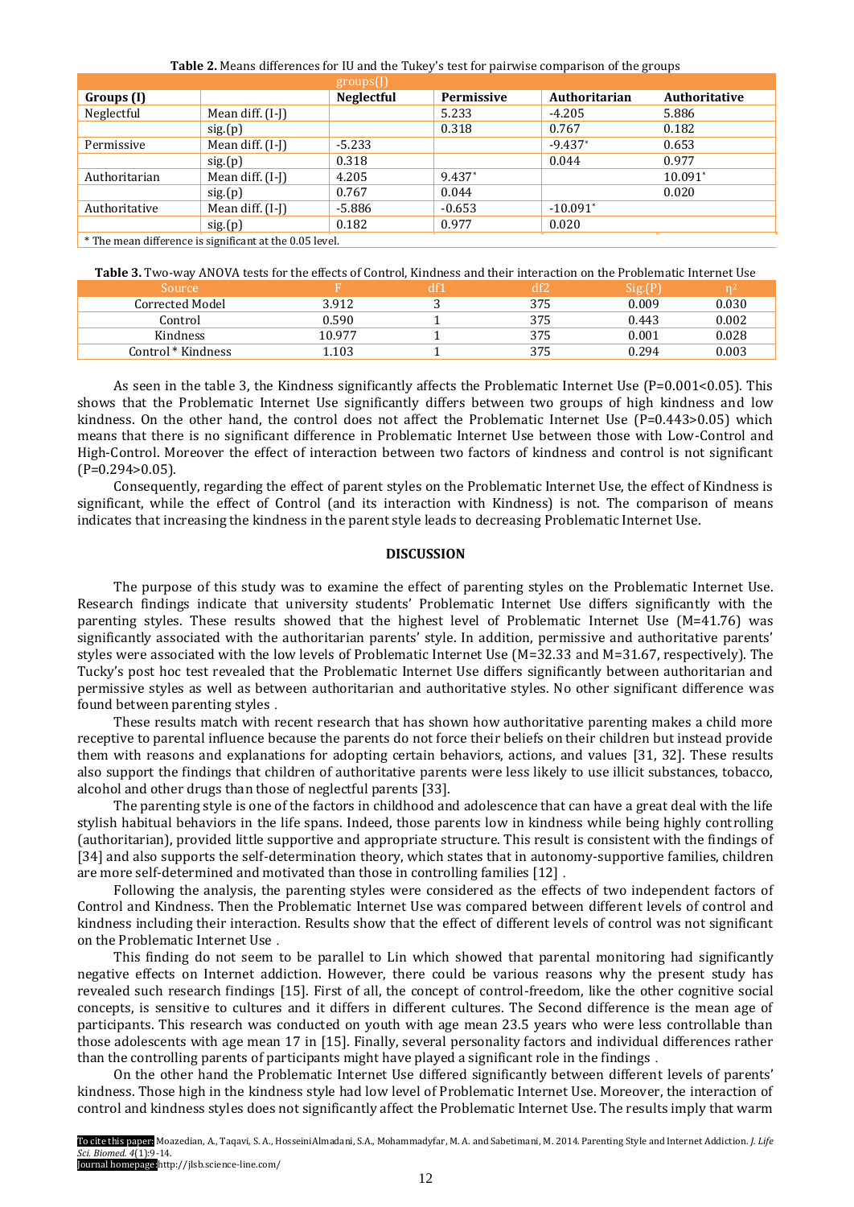**Table 2.** Means differences for IU and the Tukey's test for pairwise comparison of the groups

| Groups (I) | | groups(J) Neglectful | Permissive | Authoritarian | Authoritative |
|---|---|---|---|---|---|
| Neglectful | Mean diff. (I-J) | | 5.233 | -4.205 | 5.886 |
| | sig.(p) | | 0.318 | 0.767 | 0.182 |
| Permissive | Mean diff. (I-J) | -5.233 | | -9.437* | 0.653 |
| | sig.(p) | 0.318 | | 0.044 | 0.977 |
| Authoritarian | Mean diff. (I-J) | 4.205 | 9.437* | | 10.091* |
| | sig.(p) | 0.767 | 0.044 | | 0.020 |
| Authoritative | Mean diff. (I-J) | -5.886 | -0.653 | -10.091* | |
| | sig.(p) | 0.182 | 0.977 | 0.020 | |

* The mean difference is significant at the 0.05 level.

**Table 3.** Two-way ANOVA tests for the effects of Control, Kindness and their interaction on the Problematic Internet Use

| Source | F | df1 | df2 | Sig.(P) | $\eta^2$ |
|---|---|---|---|---|---|
| Corrected Model | 3.912 | 3 | 375 | 0.009 | 0.030 |
| Control | 0.590 | 1 | 375 | 0.443 | 0.002 |
| Kindness | 10.977 | 1 | 375 | 0.001 | 0.028 |
| Control * Kindness | 1.103 | 1 | 375 | 0.294 | 0.003 |

As seen in the table 3, the Kindness significantly affects the Problematic Internet Use ($P=0.001<0.05$). This shows that the Problematic Internet Use significantly differs between two groups of high kindness and low kindness. On the other hand, the control does not affect the Problematic Internet Use ($P=0.443>0.05$) which means that there is no significant difference in Problematic Internet Use between those with Low-Control and High-Control. Moreover the effect of interaction between two factors of kindness and control is not significant ($P=0.294>0.05$).

Consequently, regarding the effect of parent styles on the Problematic Internet Use, the effect of Kindness is significant, while the effect of Control (and its interaction with Kindness) is not. The comparison of means indicates that increasing the kindness in the parent style leads to decreasing Problematic Internet Use.

## DISCUSSION

The purpose of this study was to examine the effect of parenting styles on the Problematic Internet Use. Research findings indicate that university students' Problematic Internet Use differs significantly with the parenting styles. These results showed that the highest level of Problematic Internet Use (M=41.76) was significantly associated with the authoritarian parents' style. In addition, permissive and authoritative parents' styles were associated with the low levels of Problematic Internet Use (M=32.33 and M=31.67, respectively). The Tucky's post hoc test revealed that the Problematic Internet Use differs significantly between authoritarian and permissive styles as well as between authoritarian and authoritative styles. No other significant difference was found between parenting styles .

These results match with recent research that has shown how authoritative parenting makes a child more receptive to parental influence because the parents do not force their beliefs on their children but instead provide them with reasons and explanations for adopting certain behaviors, actions, and values [31, 32]. These results also support the findings that children of authoritative parents were less likely to use illicit substances, tobacco, alcohol and other drugs than those of neglectful parents [33].

The parenting style is one of the factors in childhood and adolescence that can have a great deal with the life stylish habitual behaviors in the life spans. Indeed, those parents low in kindness while being highly controlling (authoritarian), provided little supportive and appropriate structure. This result is consistent with the findings of [34] and also supports the self-determination theory, which states that in autonomy-supportive families, children are more self-determined and motivated than those in controlling families [12] .

Following the analysis, the parenting styles were considered as the effects of two independent factors of Control and Kindness. Then the Problematic Internet Use was compared between different levels of control and kindness including their interaction. Results show that the effect of different levels of control was not significant on the Problematic Internet Use .

This finding do not seem to be parallel to Lin which showed that parental monitoring had significantly negative effects on Internet addiction. However, there could be various reasons why the present study has revealed such research findings [15]. First of all, the concept of control-freedom, like the other cognitive social concepts, is sensitive to cultures and it differs in different cultures. The Second difference is the mean age of participants. This research was conducted on youth with age mean 23.5 years who were less controllable than those adolescents with age mean 17 in [15]. Finally, several personality factors and individual differences rather than the controlling parents of participants might have played a significant role in the findings .

On the other hand the Problematic Internet Use differed significantly between different levels of parents' kindness. Those high in the kindness style had low level of Problematic Internet Use. Moreover, the interaction of control and kindness styles does not significantly affect the Problematic Internet Use. The results imply that warm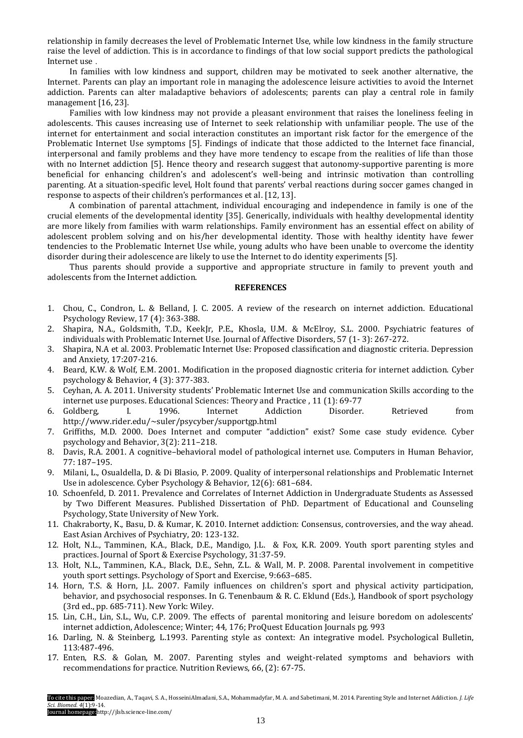relationship in family decreases the level of Problematic Internet Use, while low kindness in the family structure raise the level of addiction. This is in accordance to findings of that low social support predicts the pathological Internet use .

In families with low kindness and support, children may be motivated to seek another alternative, the Internet. Parents can play an important role in managing the adolescence leisure activities to avoid the Internet addiction. Parents can alter maladaptive behaviors of adolescents; parents can play a central role in family management [16, 23].

Families with low kindness may not provide a pleasant environment that raises the loneliness feeling in adolescents. This causes increasing use of Internet to seek relationship with unfamiliar people. The use of the internet for entertainment and social interaction constitutes an important risk factor for the emergence of the Problematic Internet Use symptoms [5]. Findings of indicate that those addicted to the Internet face financial, interpersonal and family problems and they have more tendency to escape from the realities of life than those with no Internet addiction [5]. Hence theory and research suggest that autonomy-supportive parenting is more beneficial for enhancing children's and adolescent's well-being and intrinsic motivation than controlling parenting. At a situation-specific level, Holt found that parents' verbal reactions during soccer games changed in response to aspects of their children's performances et al. [12, 13].

A combination of parental attachment, individual encouraging and independence in family is one of the crucial elements of the developmental identity [35]. Generically, individuals with healthy developmental identity are more likely from families with warm relationships. Family environment has an essential effect on ability of adolescent problem solving and on his/her developmental identity. Those with healthy identity have fewer tendencies to the Problematic Internet Use while, young adults who have been unable to overcome the identity disorder during their adolescence are likely to use the Internet to do identity experiments [5].

Thus parents should provide a supportive and appropriate structure in family to prevent youth and adolescents from the Internet addiction.

## REFERENCES

1. Chou, C., Condron, L. & Belland, J. C. 2005. A review of the research on internet addiction. Educational Psychology Review, 17 (4): 363-388.
2. Shapira, N.A., Goldsmith, T.D., KeekJr, P.E., Khosla, U.M. & McElroy, S.L. 2000. Psychiatric features of individuals with Problematic Internet Use. Journal of Affective Disorders, 57 (1- 3): 267-272.
3. Shapira, N.A et al. 2003. Problematic Internet Use: Proposed classification and diagnostic criteria. Depression and Anxiety, 17:207-216.
4. Beard, K.W. & Wolf, E.M. 2001. Modification in the proposed diagnostic criteria for internet addiction. Cyber psychology & Behavior, 4 (3): 377-383.
5. Ceyhan, A. A. 2011. University students' Problematic Internet Use and communication Skills according to the internet use purposes. Educational Sciences: Theory and Practice , 11 (1): 69-77
6. Goldberg, I. 1996. Internet Addiction Disorder. Retrieved from http://www.rider.edu/~suler/psycyber/supportgp.html
7. Griffiths, M.D. 2000. Does Internet and computer "addiction" exist? Some case study evidence. Cyber psychology and Behavior, 3(2): 211–218.
8. Davis, R.A. 2001. A cognitive–behavioral model of pathological internet use. Computers in Human Behavior, 77: 187–195.
9. Milani, L., Osualdella, D. & Di Blasio, P. 2009. Quality of interpersonal relationships and Problematic Internet Use in adolescence. Cyber Psychology & Behavior, 12(6): 681–684.
10. Schoenfeld, D. 2011. Prevalence and Correlates of Internet Addiction in Undergraduate Students as Assessed by Two Different Measures. Published Dissertation of PhD. Department of Educational and Counseling Psychology, State University of New York.
11. Chakraborty, K., Basu, D. & Kumar, K. 2010. Internet addiction: Consensus, controversies, and the way ahead. East Asian Archives of Psychiatry, 20: 123-132.
12. Holt, N.L., Tamminen, K.A., Black, D.E., Mandigo, J.L. & Fox, K.R. 2009. Youth sport parenting styles and practices. Journal of Sport & Exercise Psychology, 31:37-59.
13. Holt, N.L., Tamminen, K.A., Black, D.E., Sehn, Z.L. & Wall, M. P. 2008. Parental involvement in competitive youth sport settings. Psychology of Sport and Exercise, 9:663–685.
14. Horn, T.S. & Horn, J.L. 2007. Family influences on children's sport and physical activity participation, behavior, and psychosocial responses. In G. Tenenbaum & R. C. Eklund (Eds.), Handbook of sport psychology (3rd ed., pp. 685-711). New York: Wiley.
15. Lin, C.H., Lin, S.L., Wu, C.P. 2009. The effects of parental monitoring and leisure boredom on adolescents' internet addiction, Adolescence; Winter; 44, 176; ProQuest Education Journals pg. 993
16. Darling, N. & Steinberg, L.1993. Parenting style as context: An integrative model. Psychological Bulletin, 113:487-496.
17. Enten, R.S. & Golan, M. 2007. Parenting styles and weight-related symptoms and behaviors with recommendations for practice. Nutrition Reviews, 66, (2): 67-75.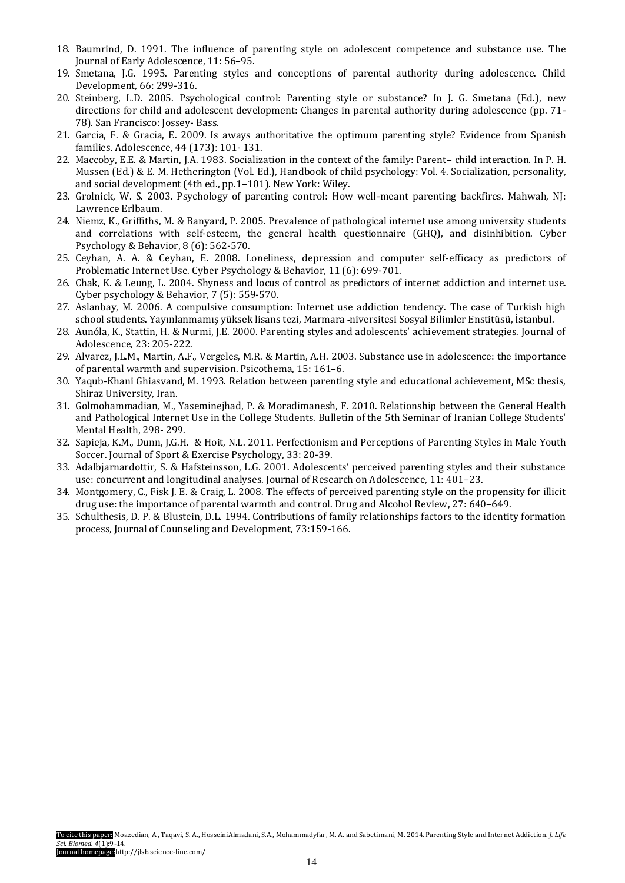18. Baumrind, D. 1991. The influence of parenting style on adolescent competence and substance use. The Journal of Early Adolescence, 11: 56–95.
19. Smetana, J.G. 1995. Parenting styles and conceptions of parental authority during adolescence. Child Development, 66: 299-316.
20. Steinberg, L.D. 2005. Psychological control: Parenting style or substance? In J. G. Smetana (Ed.), new directions for child and adolescent development: Changes in parental authority during adolescence (pp. 71-78). San Francisco: Jossey- Bass.
21. Garcia, F. & Gracia, E. 2009. Is aways authoritative the optimum parenting style? Evidence from Spanish families. Adolescence, 44 (173): 101- 131.
22. Maccoby, E.E. & Martin, J.A. 1983. Socialization in the context of the family: Parent– child interaction. In P. H. Mussen (Ed.) & E. M. Hetherington (Vol. Ed.), Handbook of child psychology: Vol. 4. Socialization, personality, and social development (4th ed., pp.1–101). New York: Wiley.
23. Grolnick, W. S. 2003. Psychology of parenting control: How well-meant parenting backfires. Mahwah, NJ: Lawrence Erlbaum.
24. Niemz, K., Griffiths, M. & Banyard, P. 2005. Prevalence of pathological internet use among university students and correlations with self-esteem, the general health questionnaire (GHQ), and disinhibition. Cyber Psychology & Behavior, 8 (6): 562-570.
25. Ceyhan, A. A. & Ceyhan, E. 2008. Loneliness, depression and computer self-efficacy as predictors of Problematic Internet Use. Cyber Psychology & Behavior, 11 (6): 699-701.
26. Chak, K. & Leung, L. 2004. Shyness and locus of control as predictors of internet addiction and internet use. Cyber psychology & Behavior, 7 (5): 559-570.
27. Aslanbay, M. 2006. A compulsive consumption: Internet use addiction tendency. The case of Turkish high school students. Yayınlanmamış yüksek lisans tezi, Marmara -niversitesi Sosyal Bilimler Enstitüsü, İstanbul.
28. Aunóla, K., Stattin, H. & Nurmi, J.E. 2000. Parenting styles and adolescents' achievement strategies. Journal of Adolescence, 23: 205-222.
29. Alvarez, J.L.M., Martin, A.F., Vergeles, M.R. & Martin, A.H. 2003. Substance use in adolescence: the importance of parental warmth and supervision. Psicothema, 15: 161–6.
30. Yaqub-Khani Ghiasvand, M. 1993. Relation between parenting style and educational achievement, MSc thesis, Shiraz University, Iran.
31. Golmohammadian, M., Yaseminejhad, P. & Moradimanesh, F. 2010. Relationship between the General Health and Pathological Internet Use in the College Students. Bulletin of the 5th Seminar of Iranian College Students' Mental Health, 298- 299.
32. Sapieja, K.M., Dunn, J.G.H. & Hoit, N.L. 2011. Perfectionism and Perceptions of Parenting Styles in Male Youth Soccer. Journal of Sport & Exercise Psychology, 33: 20-39.
33. Adalbjarnardottir, S. & Hafsteinsson, L.G. 2001. Adolescents' perceived parenting styles and their substance use: concurrent and longitudinal analyses. Journal of Research on Adolescence, 11: 401–23.
34. Montgomery, C., Fisk J. E. & Craig, L. 2008. The effects of perceived parenting style on the propensity for illicit drug use: the importance of parental warmth and control. Drug and Alcohol Review, 27: 640–649.
35. Schulthesis, D. P. & Blustein, D.L. 1994. Contributions of family relationships factors to the identity formation process, Journal of Counseling and Development, 73:159-166.